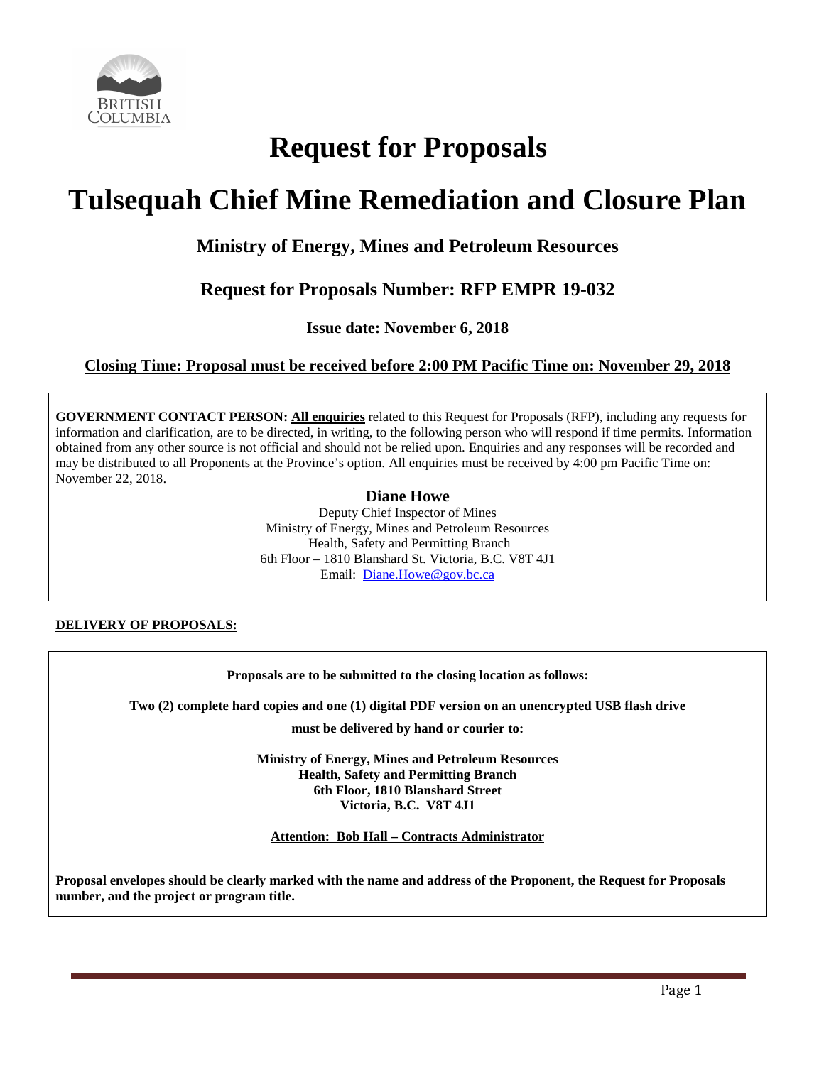# Request for Proposals

# Tulsequah Chief Mine Remediation and Closure Plan

## Ministry of Energy, Mines and Petroleum Resources

## Request for Proposals Number: RFP EMPR 19-032

### Issue date: November 6, 2018

### Closing Time: Proposal must be received before 2:00 PM Pacific Time on: November 29, 2018

**GOVERNMENT CONTACT PERSON: All enquiries** related to this Request for Proposals (RFP), including any requests for information and clarification, are to be directed, in writing, to the following person who will respond if time permits. Information obtained from any other source is not official and should not be relied upon. Enquiries and any responses will be recorded and may be distributed to all Proponents at the Province's option. All enquiries must be received by 4:00 pm Pacific Time on: November 22, 2018.

**Diane Howe**
Deputy Chief Inspector of Mines
Ministry of Energy, Mines and Petroleum Resources
Health, Safety and Permitting Branch
6th Floor – 1810 Blanshard St. Victoria, B.C. V8T 4J1
Email: Diane.Howe@gov.bc.ca

**DELIVERY OF PROPOSALS:**

**Proposals are to be submitted to the closing location as follows:**

**Two (2) complete hard copies and one (1) digital PDF version on an unencrypted USB flash drive**

**must be delivered by hand or courier to:**

**Ministry of Energy, Mines and Petroleum Resources**
**Health, Safety and Permitting Branch**
**6th Floor, 1810 Blanshard Street**
**Victoria, B.C. V8T 4J1**

**Attention: Bob Hall – Contracts Administrator**

**Proposal envelopes should be clearly marked with the name and address of the Proponent, the Request for Proposals number, and the project or program title.**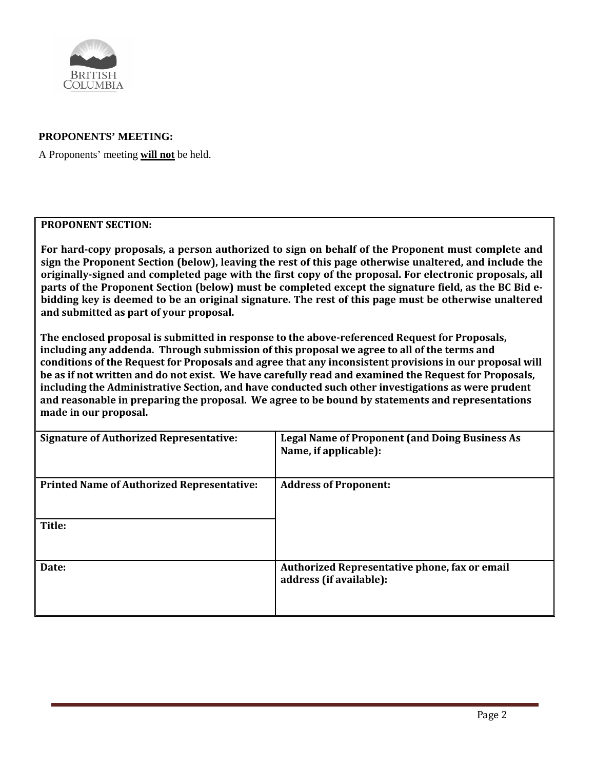**PROPONENTS' MEETING:**

A Proponents' meeting **will not** be held.

**PROPONENT SECTION:**

**For hard-copy proposals, a person authorized to sign on behalf of the Proponent must complete and sign the Proponent Section (below), leaving the rest of this page otherwise unaltered, and include the originally-signed and completed page with the first copy of the proposal. For electronic proposals, all parts of the Proponent Section (below) must be completed except the signature field, as the BC Bid e-bidding key is deemed to be an original signature. The rest of this page must be otherwise unaltered and submitted as part of your proposal.**

**The enclosed proposal is submitted in response to the above-referenced Request for Proposals, including any addenda. Through submission of this proposal we agree to all of the terms and conditions of the Request for Proposals and agree that any inconsistent provisions in our proposal will be as if not written and do not exist. We have carefully read and examined the Request for Proposals, including the Administrative Section, and have conducted such other investigations as were prudent and reasonable in preparing the proposal. We agree to be bound by statements and representations made in our proposal.**

| **Signature of Authorized Representative:** | **Legal Name of Proponent (and Doing Business As Name, if applicable):** |
|---|---|
| **Printed Name of Authorized Representative:** | **Address of Proponent:** |
| **Title:** | |
| **Date:** | **Authorized Representative phone, fax or email address (if available):** |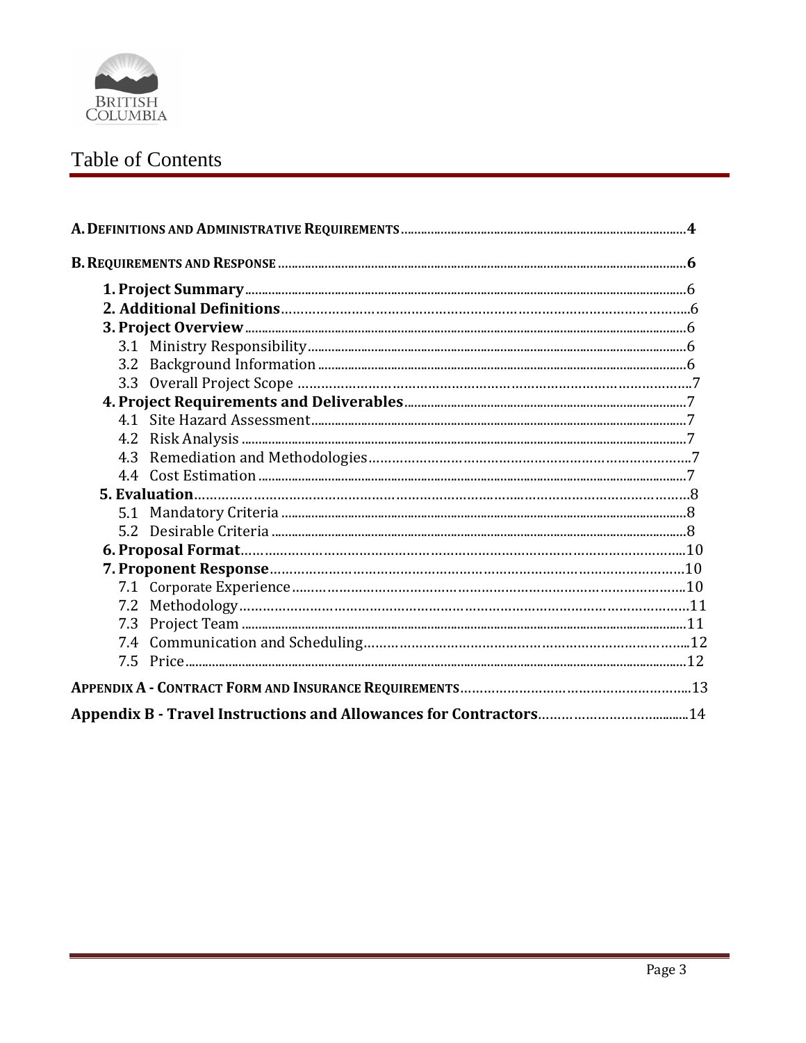# Table of Contents

| | |
|---|---|
| **A. Definitions and Administrative Requirements** | **4** |
| **B. Requirements and Response** | **6** |
| **1. Project Summary** | 6 |
| **2. Additional Definitions** | 6 |
| **3. Project Overview** | 6 |
| 3.1 Ministry Responsibility | 6 |
| 3.2 Background Information | 6 |
| 3.3 Overall Project Scope | 7 |
| **4. Project Requirements and Deliverables** | 7 |
| 4.1 Site Hazard Assessment | 7 |
| 4.2 Risk Analysis | 7 |
| 4.3 Remediation and Methodologies | 7 |
| 4.4 Cost Estimation | 7 |
| **5. Evaluation** | 8 |
| 5.1 Mandatory Criteria | 8 |
| 5.2 Desirable Criteria | 8 |
| **6. Proposal Format** | 10 |
| **7. Proponent Response** | 10 |
| 7.1 Corporate Experience | 10 |
| 7.2 Methodology | 11 |
| 7.3 Project Team | 11 |
| 7.4 Communication and Scheduling | 12 |
| 7.5 Price | 12 |
| **Appendix A - Contract Form and Insurance Requirements** | 13 |
| **Appendix B - Travel Instructions and Allowances for Contractors** | 14 |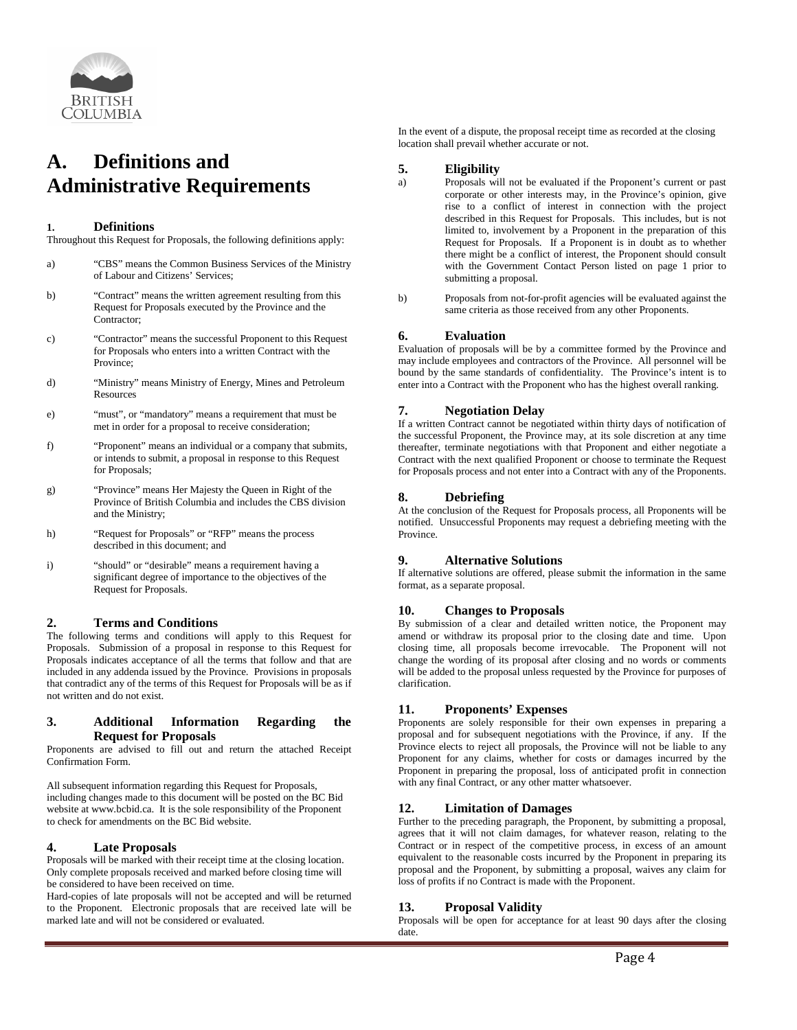# A. Definitions and Administrative Requirements

### 1. Definitions

Throughout this Request for Proposals, the following definitions apply:

a) "CBS" means the Common Business Services of the Ministry of Labour and Citizens' Services;

b) "Contract" means the written agreement resulting from this Request for Proposals executed by the Province and the Contractor;

c) "Contractor" means the successful Proponent to this Request for Proposals who enters into a written Contract with the Province;

d) "Ministry" means Ministry of Energy, Mines and Petroleum Resources

e) "must", or "mandatory" means a requirement that must be met in order for a proposal to receive consideration;

f) "Proponent" means an individual or a company that submits, or intends to submit, a proposal in response to this Request for Proposals;

g) "Province" means Her Majesty the Queen in Right of the Province of British Columbia and includes the CBS division and the Ministry;

h) "Request for Proposals" or "RFP" means the process described in this document; and

i) "should" or "desirable" means a requirement having a significant degree of importance to the objectives of the Request for Proposals.

### 2. Terms and Conditions

The following terms and conditions will apply to this Request for Proposals. Submission of a proposal in response to this Request for Proposals indicates acceptance of all the terms that follow and that are included in any addenda issued by the Province. Provisions in proposals that contradict any of the terms of this Request for Proposals will be as if not written and do not exist.

### 3. Additional Information Regarding the Request for Proposals

Proponents are advised to fill out and return the attached Receipt Confirmation Form.

All subsequent information regarding this Request for Proposals, including changes made to this document will be posted on the BC Bid website at www.bcbid.ca. It is the sole responsibility of the Proponent to check for amendments on the BC Bid website.

### 4. Late Proposals

Proposals will be marked with their receipt time at the closing location. Only complete proposals received and marked before closing time will be considered to have been received on time.

Hard-copies of late proposals will not be accepted and will be returned to the Proponent. Electronic proposals that are received late will be marked late and will not be considered or evaluated.

In the event of a dispute, the proposal receipt time as recorded at the closing location shall prevail whether accurate or not.

### 5. Eligibility

a) Proposals will not be evaluated if the Proponent's current or past corporate or other interests may, in the Province's opinion, give rise to a conflict of interest in connection with the project described in this Request for Proposals. This includes, but is not limited to, involvement by a Proponent in the preparation of this Request for Proposals. If a Proponent is in doubt as to whether there might be a conflict of interest, the Proponent should consult with the Government Contact Person listed on page 1 prior to submitting a proposal.

b) Proposals from not-for-profit agencies will be evaluated against the same criteria as those received from any other Proponents.

### 6. Evaluation

Evaluation of proposals will be by a committee formed by the Province and may include employees and contractors of the Province. All personnel will be bound by the same standards of confidentiality. The Province's intent is to enter into a Contract with the Proponent who has the highest overall ranking.

### 7. Negotiation Delay

If a written Contract cannot be negotiated within thirty days of notification of the successful Proponent, the Province may, at its sole discretion at any time thereafter, terminate negotiations with that Proponent and either negotiate a Contract with the next qualified Proponent or choose to terminate the Request for Proposals process and not enter into a Contract with any of the Proponents.

### 8. Debriefing

At the conclusion of the Request for Proposals process, all Proponents will be notified. Unsuccessful Proponents may request a debriefing meeting with the Province.

### 9. Alternative Solutions

If alternative solutions are offered, please submit the information in the same format, as a separate proposal.

### 10. Changes to Proposals

By submission of a clear and detailed written notice, the Proponent may amend or withdraw its proposal prior to the closing date and time. Upon closing time, all proposals become irrevocable. The Proponent will not change the wording of its proposal after closing and no words or comments will be added to the proposal unless requested by the Province for purposes of clarification.

### 11. Proponents' Expenses

Proponents are solely responsible for their own expenses in preparing a proposal and for subsequent negotiations with the Province, if any. If the Province elects to reject all proposals, the Province will not be liable to any Proponent for any claims, whether for costs or damages incurred by the Proponent in preparing the proposal, loss of anticipated profit in connection with any final Contract, or any other matter whatsoever.

### 12. Limitation of Damages

Further to the preceding paragraph, the Proponent, by submitting a proposal, agrees that it will not claim damages, for whatever reason, relating to the Contract or in respect of the competitive process, in excess of an amount equivalent to the reasonable costs incurred by the Proponent in preparing its proposal and the Proponent, by submitting a proposal, waives any claim for loss of profits if no Contract is made with the Proponent.

### 13. Proposal Validity

Proposals will be open for acceptance for at least 90 days after the closing date.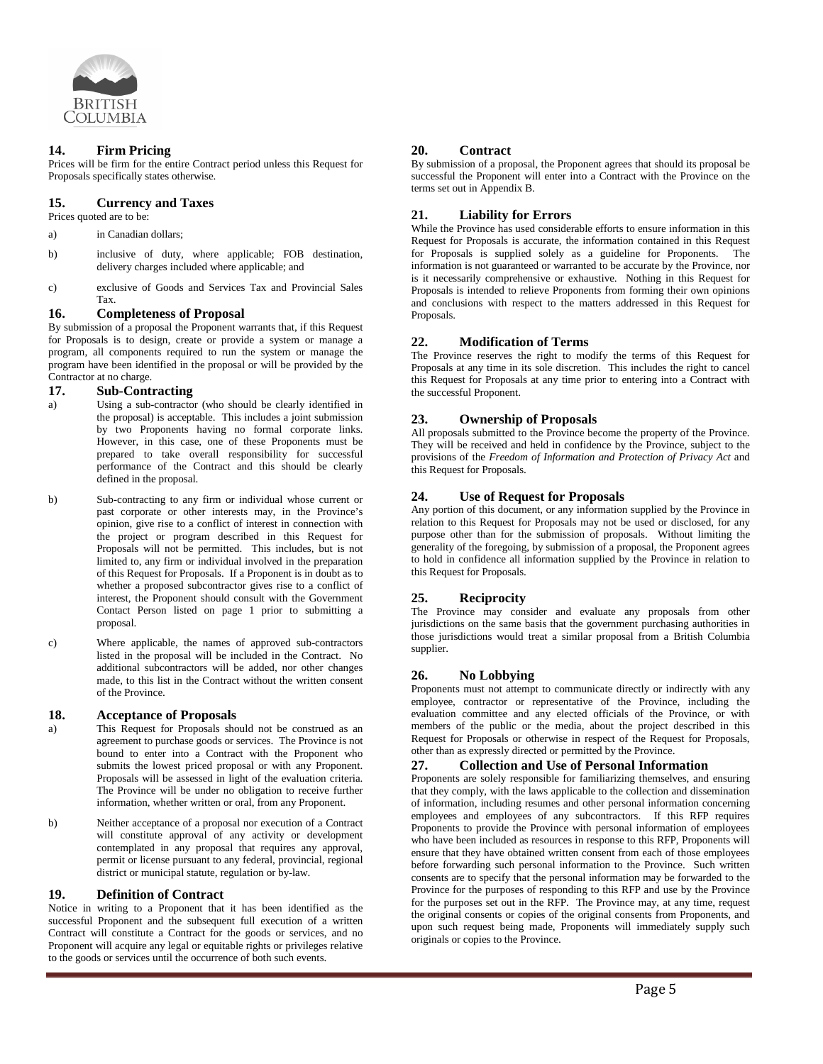## 14. Firm Pricing

Prices will be firm for the entire Contract period unless this Request for Proposals specifically states otherwise.

## 15. Currency and Taxes

Prices quoted are to be:

a) in Canadian dollars;

b) inclusive of duty, where applicable; FOB destination, delivery charges included where applicable; and

c) exclusive of Goods and Services Tax and Provincial Sales Tax.

## 16. Completeness of Proposal

By submission of a proposal the Proponent warrants that, if this Request for Proposals is to design, create or provide a system or manage a program, all components required to run the system or manage the program have been identified in the proposal or will be provided by the Contractor at no charge.

## 17. Sub-Contracting

a) Using a sub-contractor (who should be clearly identified in the proposal) is acceptable. This includes a joint submission by two Proponents having no formal corporate links. However, in this case, one of these Proponents must be prepared to take overall responsibility for successful performance of the Contract and this should be clearly defined in the proposal.

b) Sub-contracting to any firm or individual whose current or past corporate or other interests may, in the Province's opinion, give rise to a conflict of interest in connection with the project or program described in this Request for Proposals will not be permitted. This includes, but is not limited to, any firm or individual involved in the preparation of this Request for Proposals. If a Proponent is in doubt as to whether a proposed subcontractor gives rise to a conflict of interest, the Proponent should consult with the Government Contact Person listed on page 1 prior to submitting a proposal.

c) Where applicable, the names of approved sub-contractors listed in the proposal will be included in the Contract. No additional subcontractors will be added, nor other changes made, to this list in the Contract without the written consent of the Province.

## 18. Acceptance of Proposals

a) This Request for Proposals should not be construed as an agreement to purchase goods or services. The Province is not bound to enter into a Contract with the Proponent who submits the lowest priced proposal or with any Proponent. Proposals will be assessed in light of the evaluation criteria. The Province will be under no obligation to receive further information, whether written or oral, from any Proponent.

b) Neither acceptance of a proposal nor execution of a Contract will constitute approval of any activity or development contemplated in any proposal that requires any approval, permit or license pursuant to any federal, provincial, regional district or municipal statute, regulation or by-law.

## 19. Definition of Contract

Notice in writing to a Proponent that it has been identified as the successful Proponent and the subsequent full execution of a written Contract will constitute a Contract for the goods or services, and no Proponent will acquire any legal or equitable rights or privileges relative to the goods or services until the occurrence of both such events.

## 20. Contract

By submission of a proposal, the Proponent agrees that should its proposal be successful the Proponent will enter into a Contract with the Province on the terms set out in Appendix B.

## 21. Liability for Errors

While the Province has used considerable efforts to ensure information in this Request for Proposals is accurate, the information contained in this Request for Proposals is supplied solely as a guideline for Proponents. The information is not guaranteed or warranted to be accurate by the Province, nor is it necessarily comprehensive or exhaustive. Nothing in this Request for Proposals is intended to relieve Proponents from forming their own opinions and conclusions with respect to the matters addressed in this Request for Proposals.

## 22. Modification of Terms

The Province reserves the right to modify the terms of this Request for Proposals at any time in its sole discretion. This includes the right to cancel this Request for Proposals at any time prior to entering into a Contract with the successful Proponent.

## 23. Ownership of Proposals

All proposals submitted to the Province become the property of the Province. They will be received and held in confidence by the Province, subject to the provisions of the *Freedom of Information and Protection of Privacy Act* and this Request for Proposals.

## 24. Use of Request for Proposals

Any portion of this document, or any information supplied by the Province in relation to this Request for Proposals may not be used or disclosed, for any purpose other than for the submission of proposals. Without limiting the generality of the foregoing, by submission of a proposal, the Proponent agrees to hold in confidence all information supplied by the Province in relation to this Request for Proposals.

## 25. Reciprocity

The Province may consider and evaluate any proposals from other jurisdictions on the same basis that the government purchasing authorities in those jurisdictions would treat a similar proposal from a British Columbia supplier.

## 26. No Lobbying

Proponents must not attempt to communicate directly or indirectly with any employee, contractor or representative of the Province, including the evaluation committee and any elected officials of the Province, or with members of the public or the media, about the project described in this Request for Proposals or otherwise in respect of the Request for Proposals, other than as expressly directed or permitted by the Province.

## 27. Collection and Use of Personal Information

Proponents are solely responsible for familiarizing themselves, and ensuring that they comply, with the laws applicable to the collection and dissemination of information, including resumes and other personal information concerning employees and employees of any subcontractors. If this RFP requires Proponents to provide the Province with personal information of employees who have been included as resources in response to this RFP, Proponents will ensure that they have obtained written consent from each of those employees before forwarding such personal information to the Province. Such written consents are to specify that the personal information may be forwarded to the Province for the purposes of responding to this RFP and use by the Province for the purposes set out in the RFP. The Province may, at any time, request the original consents or copies of the original consents from Proponents, and upon such request being made, Proponents will immediately supply such originals or copies to the Province.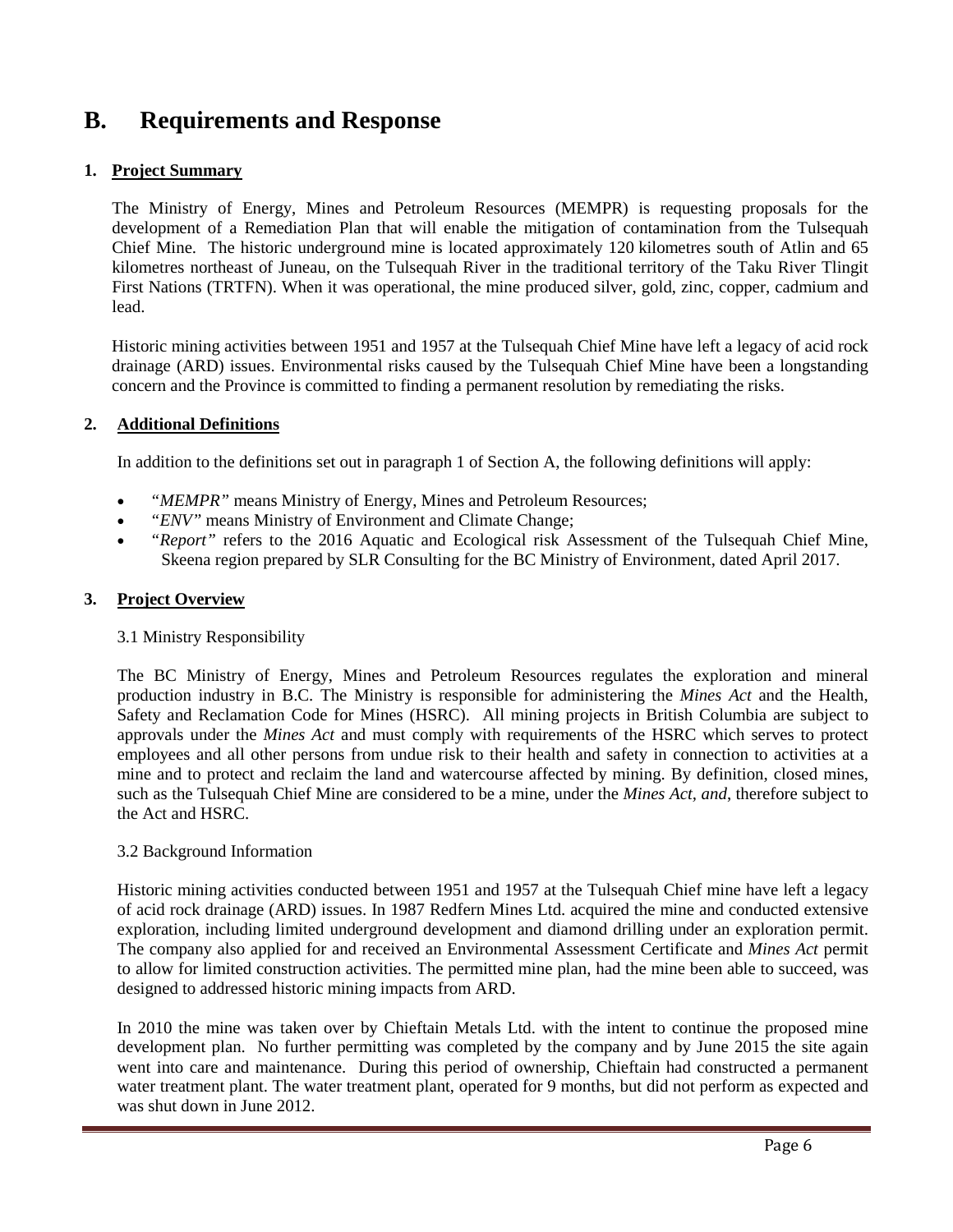# B. Requirements and Response

## 1. Project Summary

The Ministry of Energy, Mines and Petroleum Resources (MEMPR) is requesting proposals for the development of a Remediation Plan that will enable the mitigation of contamination from the Tulsequah Chief Mine. The historic underground mine is located approximately 120 kilometres south of Atlin and 65 kilometres northeast of Juneau, on the Tulsequah River in the traditional territory of the Taku River Tlingit First Nations (TRTFN). When it was operational, the mine produced silver, gold, zinc, copper, cadmium and lead.

Historic mining activities between 1951 and 1957 at the Tulsequah Chief Mine have left a legacy of acid rock drainage (ARD) issues. Environmental risks caused by the Tulsequah Chief Mine have been a longstanding concern and the Province is committed to finding a permanent resolution by remediating the risks.

## 2. Additional Definitions

In addition to the definitions set out in paragraph 1 of Section A, the following definitions will apply:

- *"MEMPR"* means Ministry of Energy, Mines and Petroleum Resources;
- *"ENV"* means Ministry of Environment and Climate Change;
- *"Report"* refers to the 2016 Aquatic and Ecological risk Assessment of the Tulsequah Chief Mine, Skeena region prepared by SLR Consulting for the BC Ministry of Environment, dated April 2017.

## 3. Project Overview

### 3.1 Ministry Responsibility

The BC Ministry of Energy, Mines and Petroleum Resources regulates the exploration and mineral production industry in B.C. The Ministry is responsible for administering the *Mines Act* and the Health, Safety and Reclamation Code for Mines (HSRC). All mining projects in British Columbia are subject to approvals under the *Mines Act* and must comply with requirements of the HSRC which serves to protect employees and all other persons from undue risk to their health and safety in connection to activities at a mine and to protect and reclaim the land and watercourse affected by mining. By definition, closed mines, such as the Tulsequah Chief Mine are considered to be a mine, under the *Mines Act*, *and*, therefore subject to the Act and HSRC.

### 3.2 Background Information

Historic mining activities conducted between 1951 and 1957 at the Tulsequah Chief mine have left a legacy of acid rock drainage (ARD) issues. In 1987 Redfern Mines Ltd. acquired the mine and conducted extensive exploration, including limited underground development and diamond drilling under an exploration permit. The company also applied for and received an Environmental Assessment Certificate and *Mines Act* permit to allow for limited construction activities. The permitted mine plan, had the mine been able to succeed, was designed to addressed historic mining impacts from ARD.

In 2010 the mine was taken over by Chieftain Metals Ltd. with the intent to continue the proposed mine development plan. No further permitting was completed by the company and by June 2015 the site again went into care and maintenance. During this period of ownership, Chieftain had constructed a permanent water treatment plant. The water treatment plant, operated for 9 months, but did not perform as expected and was shut down in June 2012.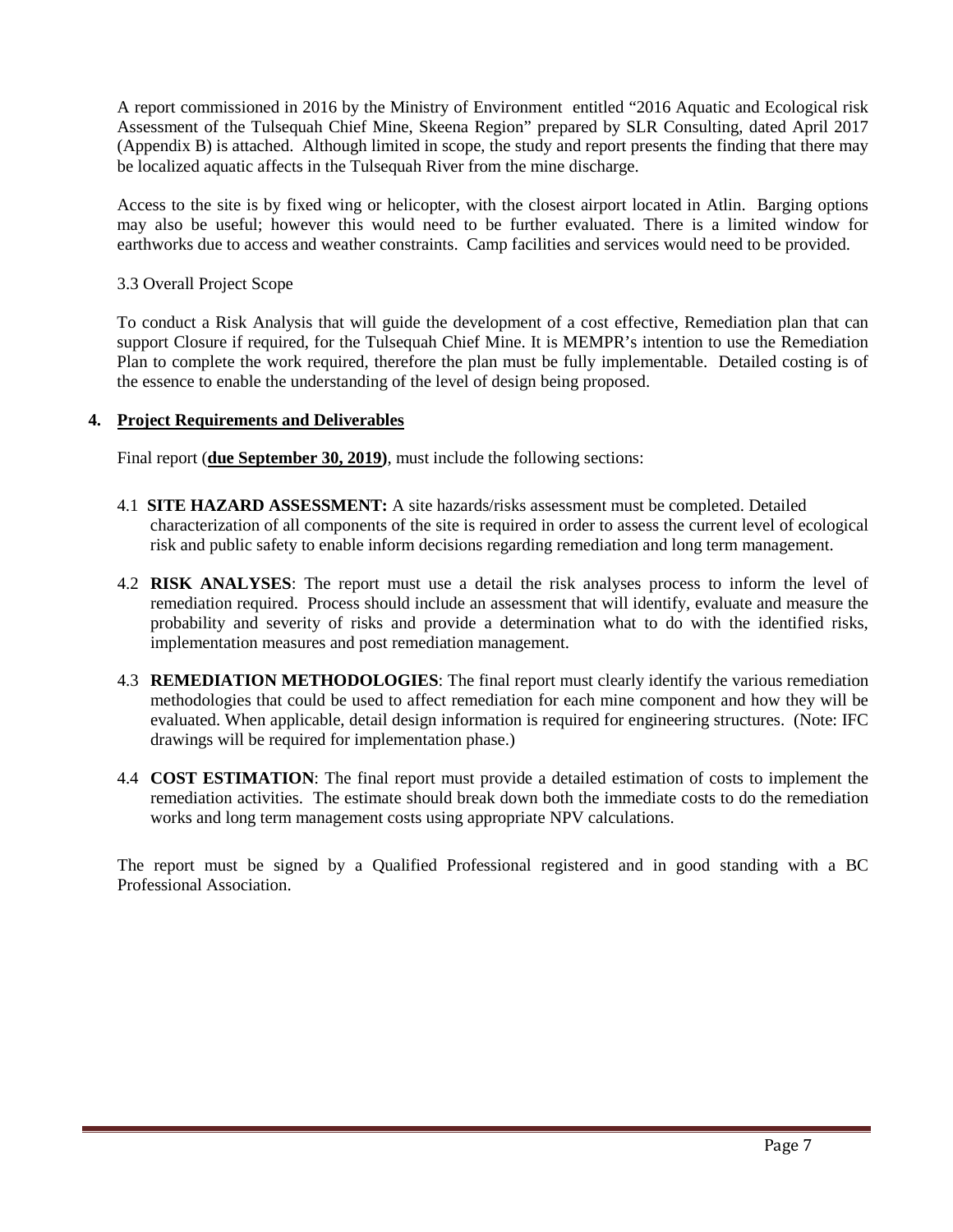A report commissioned in 2016 by the Ministry of Environment entitled "2016 Aquatic and Ecological risk Assessment of the Tulsequah Chief Mine, Skeena Region" prepared by SLR Consulting, dated April 2017 (Appendix B) is attached. Although limited in scope, the study and report presents the finding that there may be localized aquatic affects in the Tulsequah River from the mine discharge.

Access to the site is by fixed wing or helicopter, with the closest airport located in Atlin. Barging options may also be useful; however this would need to be further evaluated. There is a limited window for earthworks due to access and weather constraints. Camp facilities and services would need to be provided.

3.3 Overall Project Scope

To conduct a Risk Analysis that will guide the development of a cost effective, Remediation plan that can support Closure if required, for the Tulsequah Chief Mine. It is MEMPR's intention to use the Remediation Plan to complete the work required, therefore the plan must be fully implementable. Detailed costing is of the essence to enable the understanding of the level of design being proposed.

## 4. Project Requirements and Deliverables

Final report (**due September 30, 2019)**, must include the following sections:

4.1 **SITE HAZARD ASSESSMENT:** A site hazards/risks assessment must be completed. Detailed characterization of all components of the site is required in order to assess the current level of ecological risk and public safety to enable inform decisions regarding remediation and long term management.

4.2 **RISK ANALYSES**: The report must use a detail the risk analyses process to inform the level of remediation required. Process should include an assessment that will identify, evaluate and measure the probability and severity of risks and provide a determination what to do with the identified risks, implementation measures and post remediation management.

4.3 **REMEDIATION METHODOLOGIES**: The final report must clearly identify the various remediation methodologies that could be used to affect remediation for each mine component and how they will be evaluated. When applicable, detail design information is required for engineering structures. (Note: IFC drawings will be required for implementation phase.)

4.4 **COST ESTIMATION**: The final report must provide a detailed estimation of costs to implement the remediation activities. The estimate should break down both the immediate costs to do the remediation works and long term management costs using appropriate NPV calculations.

The report must be signed by a Qualified Professional registered and in good standing with a BC Professional Association.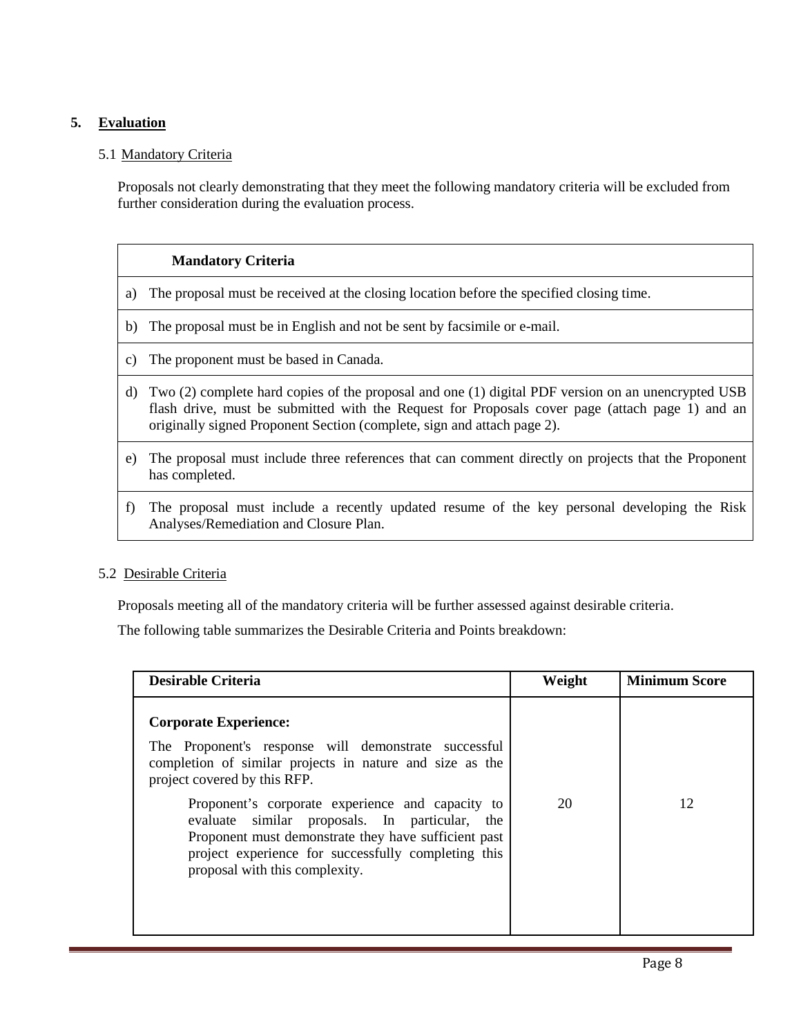## 5. Evaluation

### 5.1 Mandatory Criteria

Proposals not clearly demonstrating that they meet the following mandatory criteria will be excluded from further consideration during the evaluation process.

| Mandatory Criteria |
| --- |
| a) The proposal must be received at the closing location before the specified closing time. |
| b) The proposal must be in English and not be sent by facsimile or e-mail. |
| c) The proponent must be based in Canada. |
| d) Two (2) complete hard copies of the proposal and one (1) digital PDF version on an unencrypted USB flash drive, must be submitted with the Request for Proposals cover page (attach page 1) and an originally signed Proponent Section (complete, sign and attach page 2). |
| e) The proposal must include three references that can comment directly on projects that the Proponent has completed. |
| f) The proposal must include a recently updated resume of the key personal developing the Risk Analyses/Remediation and Closure Plan. |

### 5.2 Desirable Criteria

Proposals meeting all of the mandatory criteria will be further assessed against desirable criteria.

The following table summarizes the Desirable Criteria and Points breakdown:

| Desirable Criteria | Weight | Minimum Score |
| --- | --- | --- |
| **Corporate Experience:**<br>The Proponent's response will demonstrate successful completion of similar projects in nature and size as the project covered by this RFP.<br>Proponent's corporate experience and capacity to evaluate similar proposals. In particular, the Proponent must demonstrate they have sufficient past project experience for successfully completing this proposal with this complexity. | 20 | 12 |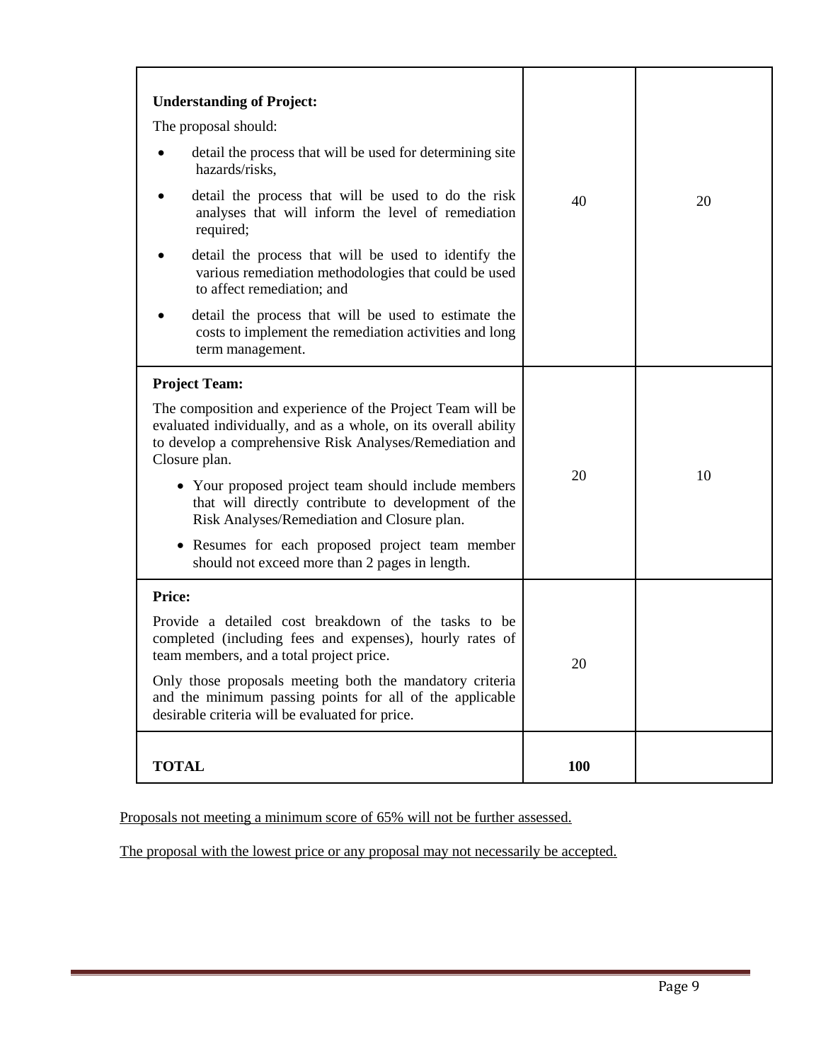| | | |
|---|---|---|
| **Understanding of Project:**<br><br>The proposal should:<br><br>• detail the process that will be used for determining site hazards/risks,<br>• detail the process that will be used to do the risk analyses that will inform the level of remediation required;<br>• detail the process that will be used to identify the various remediation methodologies that could be used to affect remediation; and<br>• detail the process that will be used to estimate the costs to implement the remediation activities and long term management. | 40 | 20 |
| **Project Team:**<br><br>The composition and experience of the Project Team will be evaluated individually, and as a whole, on its overall ability to develop a comprehensive Risk Analyses/Remediation and Closure plan.<br><br>• Your proposed project team should include members that will directly contribute to development of the Risk Analyses/Remediation and Closure plan.<br>• Resumes for each proposed project team member should not exceed more than 2 pages in length. | 20 | 10 |
| **Price:**<br><br>Provide a detailed cost breakdown of the tasks to be completed (including fees and expenses), hourly rates of team members, and a total project price.<br><br>Only those proposals meeting both the mandatory criteria and the minimum passing points for all of the applicable desirable criteria will be evaluated for price. | 20 | |
| **TOTAL** | **100** | |

Proposals not meeting a minimum score of 65% will not be further assessed.

The proposal with the lowest price or any proposal may not necessarily be accepted.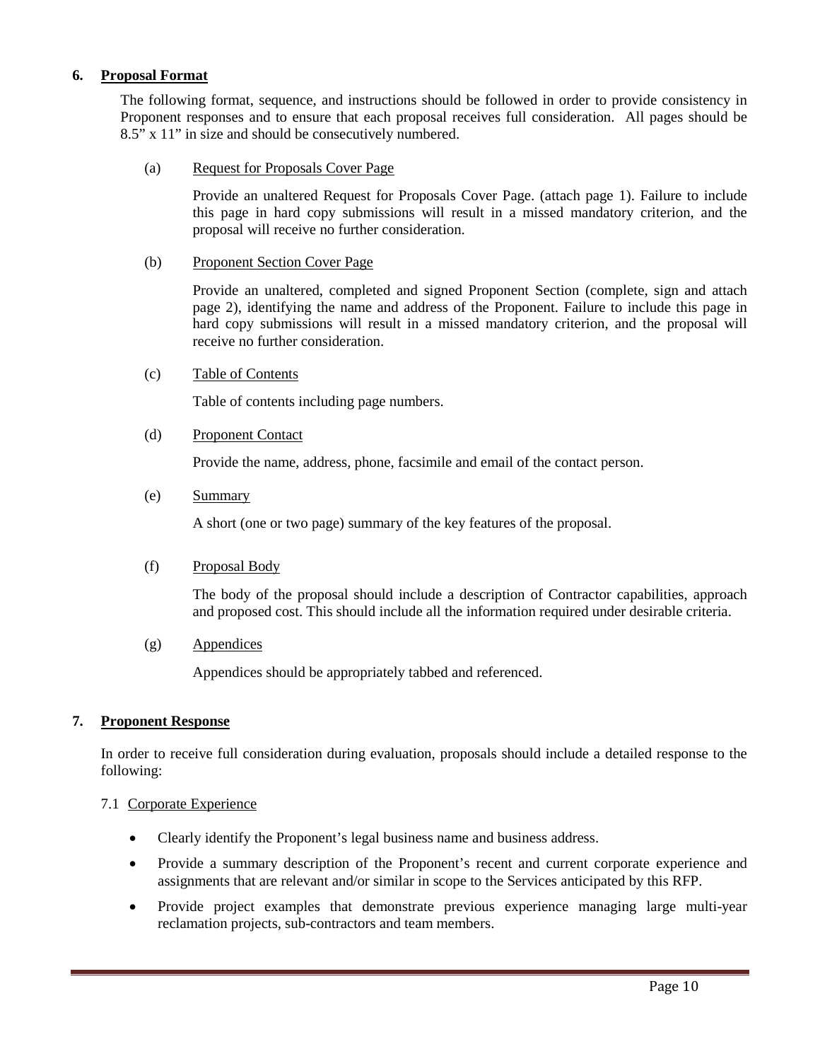## 6. Proposal Format

The following format, sequence, and instructions should be followed in order to provide consistency in Proponent responses and to ensure that each proposal receives full consideration. All pages should be 8.5" x 11" in size and should be consecutively numbered.

(a) Request for Proposals Cover Page

Provide an unaltered Request for Proposals Cover Page. (attach page 1). Failure to include this page in hard copy submissions will result in a missed mandatory criterion, and the proposal will receive no further consideration.

(b) Proponent Section Cover Page

Provide an unaltered, completed and signed Proponent Section (complete, sign and attach page 2), identifying the name and address of the Proponent. Failure to include this page in hard copy submissions will result in a missed mandatory criterion, and the proposal will receive no further consideration.

(c) Table of Contents

Table of contents including page numbers.

(d) Proponent Contact

Provide the name, address, phone, facsimile and email of the contact person.

(e) Summary

A short (one or two page) summary of the key features of the proposal.

(f) Proposal Body

The body of the proposal should include a description of Contractor capabilities, approach and proposed cost. This should include all the information required under desirable criteria.

(g) Appendices

Appendices should be appropriately tabbed and referenced.

## 7. Proponent Response

In order to receive full consideration during evaluation, proposals should include a detailed response to the following:

### 7.1 Corporate Experience

- Clearly identify the Proponent's legal business name and business address.
- Provide a summary description of the Proponent's recent and current corporate experience and assignments that are relevant and/or similar in scope to the Services anticipated by this RFP.
- Provide project examples that demonstrate previous experience managing large multi-year reclamation projects, sub-contractors and team members.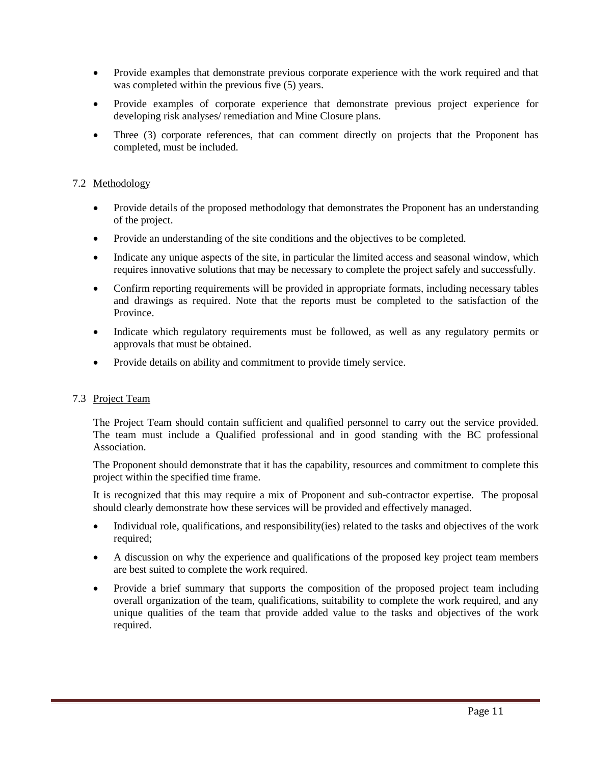- Provide examples that demonstrate previous corporate experience with the work required and that was completed within the previous five (5) years.
- Provide examples of corporate experience that demonstrate previous project experience for developing risk analyses/ remediation and Mine Closure plans.
- Three (3) corporate references, that can comment directly on projects that the Proponent has completed, must be included.

### 7.2 Methodology

- Provide details of the proposed methodology that demonstrates the Proponent has an understanding of the project.
- Provide an understanding of the site conditions and the objectives to be completed.
- Indicate any unique aspects of the site, in particular the limited access and seasonal window, which requires innovative solutions that may be necessary to complete the project safely and successfully.
- Confirm reporting requirements will be provided in appropriate formats, including necessary tables and drawings as required. Note that the reports must be completed to the satisfaction of the Province.
- Indicate which regulatory requirements must be followed, as well as any regulatory permits or approvals that must be obtained.
- Provide details on ability and commitment to provide timely service.

### 7.3 Project Team

The Project Team should contain sufficient and qualified personnel to carry out the service provided. The team must include a Qualified professional and in good standing with the BC professional Association.

The Proponent should demonstrate that it has the capability, resources and commitment to complete this project within the specified time frame.

It is recognized that this may require a mix of Proponent and sub-contractor expertise. The proposal should clearly demonstrate how these services will be provided and effectively managed.

- Individual role, qualifications, and responsibility(ies) related to the tasks and objectives of the work required;
- A discussion on why the experience and qualifications of the proposed key project team members are best suited to complete the work required.
- Provide a brief summary that supports the composition of the proposed project team including overall organization of the team, qualifications, suitability to complete the work required, and any unique qualities of the team that provide added value to the tasks and objectives of the work required.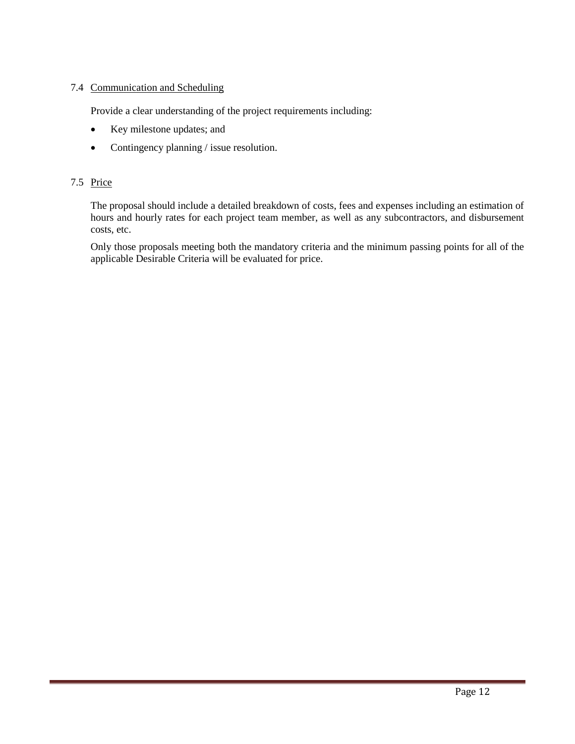### 7.4 Communication and Scheduling

Provide a clear understanding of the project requirements including:

- Key milestone updates; and
- Contingency planning / issue resolution.

### 7.5 Price

The proposal should include a detailed breakdown of costs, fees and expenses including an estimation of hours and hourly rates for each project team member, as well as any subcontractors, and disbursement costs, etc.

Only those proposals meeting both the mandatory criteria and the minimum passing points for all of the applicable Desirable Criteria will be evaluated for price.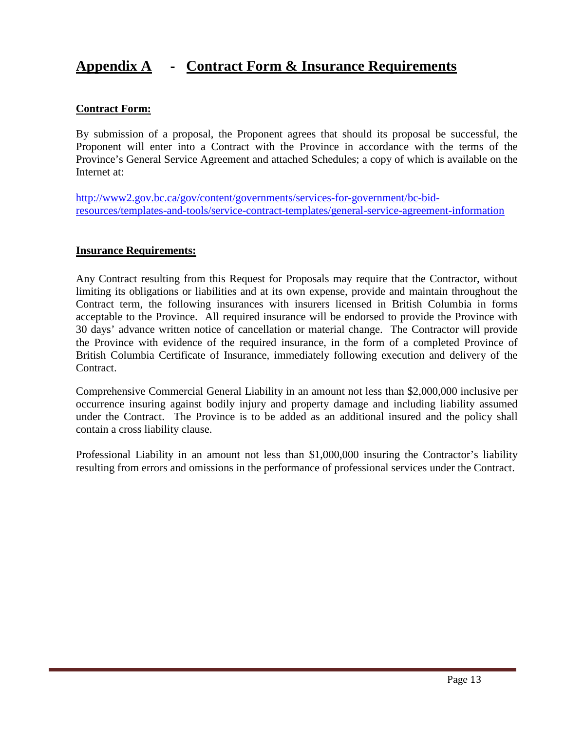# Appendix A - Contract Form & Insurance Requirements

## Contract Form:

By submission of a proposal, the Proponent agrees that should its proposal be successful, the Proponent will enter into a Contract with the Province in accordance with the terms of the Province's General Service Agreement and attached Schedules; a copy of which is available on the Internet at:

http://www2.gov.bc.ca/gov/content/governments/services-for-government/bc-bid-resources/templates-and-tools/service-contract-templates/general-service-agreement-information

## Insurance Requirements:

Any Contract resulting from this Request for Proposals may require that the Contractor, without limiting its obligations or liabilities and at its own expense, provide and maintain throughout the Contract term, the following insurances with insurers licensed in British Columbia in forms acceptable to the Province. All required insurance will be endorsed to provide the Province with 30 days' advance written notice of cancellation or material change. The Contractor will provide the Province with evidence of the required insurance, in the form of a completed Province of British Columbia Certificate of Insurance, immediately following execution and delivery of the Contract.

Comprehensive Commercial General Liability in an amount not less than $2,000,000 inclusive per occurrence insuring against bodily injury and property damage and including liability assumed under the Contract. The Province is to be added as an additional insured and the policy shall contain a cross liability clause.

Professional Liability in an amount not less than $1,000,000 insuring the Contractor's liability resulting from errors and omissions in the performance of professional services under the Contract.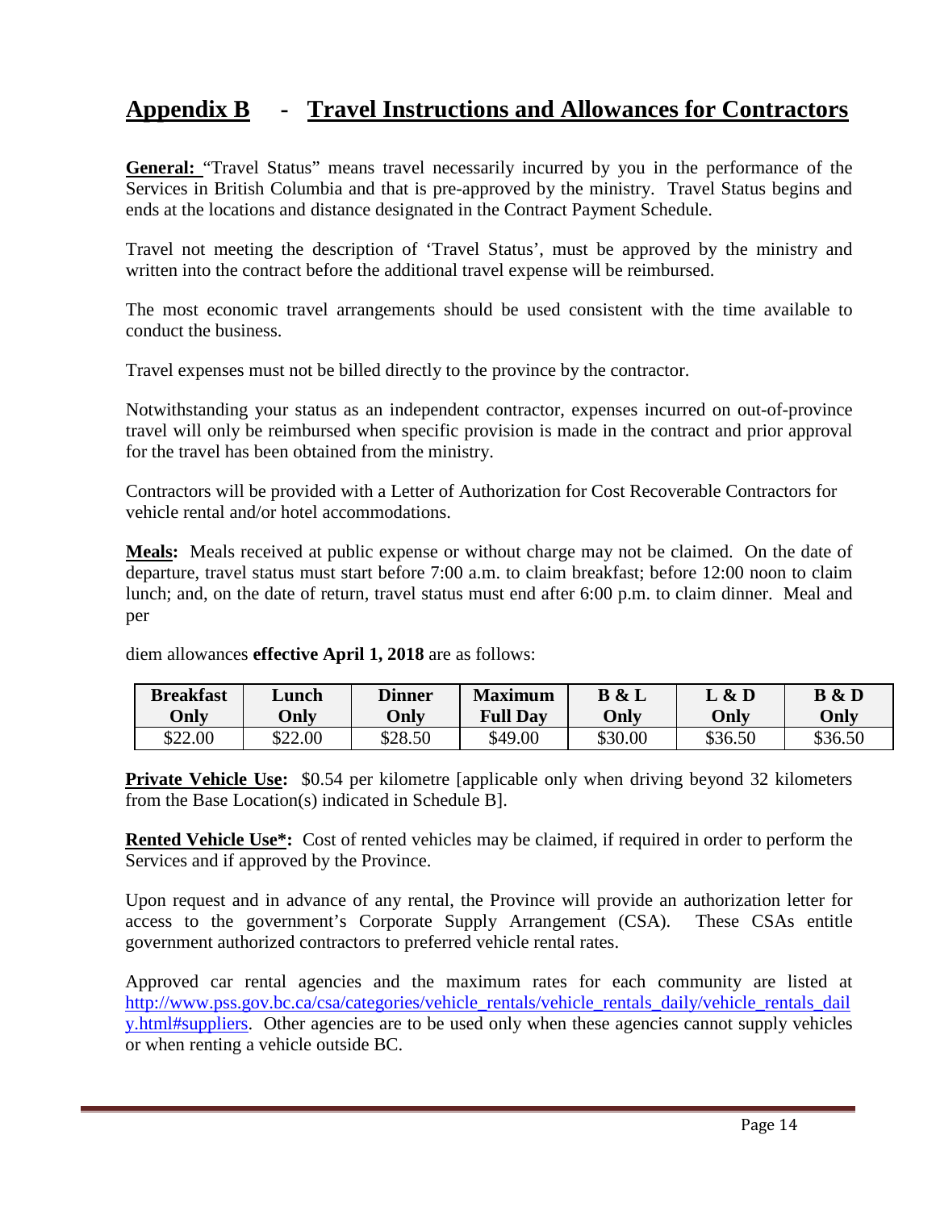# Appendix B - Travel Instructions and Allowances for Contractors

**General:** "Travel Status" means travel necessarily incurred by you in the performance of the Services in British Columbia and that is pre-approved by the ministry. Travel Status begins and ends at the locations and distance designated in the Contract Payment Schedule.

Travel not meeting the description of 'Travel Status', must be approved by the ministry and written into the contract before the additional travel expense will be reimbursed.

The most economic travel arrangements should be used consistent with the time available to conduct the business.

Travel expenses must not be billed directly to the province by the contractor.

Notwithstanding your status as an independent contractor, expenses incurred on out-of-province travel will only be reimbursed when specific provision is made in the contract and prior approval for the travel has been obtained from the ministry.

Contractors will be provided with a Letter of Authorization for Cost Recoverable Contractors for vehicle rental and/or hotel accommodations.

**Meals:** Meals received at public expense or without charge may not be claimed. On the date of departure, travel status must start before 7:00 a.m. to claim breakfast; before 12:00 noon to claim lunch; and, on the date of return, travel status must end after 6:00 p.m. to claim dinner. Meal and per

diem allowances **effective April 1, 2018** are as follows:

| Breakfast Only | Lunch Only | Dinner Only | Maximum Full Day | B & L Only | L & D Only | B & D Only |
|---|---|---|---|---|---|---|
| $22.00 | $22.00 | $28.50 | $49.00 | $30.00 | $36.50 | $36.50 |

**Private Vehicle Use:** $0.54 per kilometre [applicable only when driving beyond 32 kilometers from the Base Location(s) indicated in Schedule B].

**Rented Vehicle Use*:** Cost of rented vehicles may be claimed, if required in order to perform the Services and if approved by the Province.

Upon request and in advance of any rental, the Province will provide an authorization letter for access to the government's Corporate Supply Arrangement (CSA). These CSAs entitle government authorized contractors to preferred vehicle rental rates.

Approved car rental agencies and the maximum rates for each community are listed at http://www.pss.gov.bc.ca/csa/categories/vehicle_rentals/vehicle_rentals_daily/vehicle_rentals_daily.html#suppliers. Other agencies are to be used only when these agencies cannot supply vehicles or when renting a vehicle outside BC.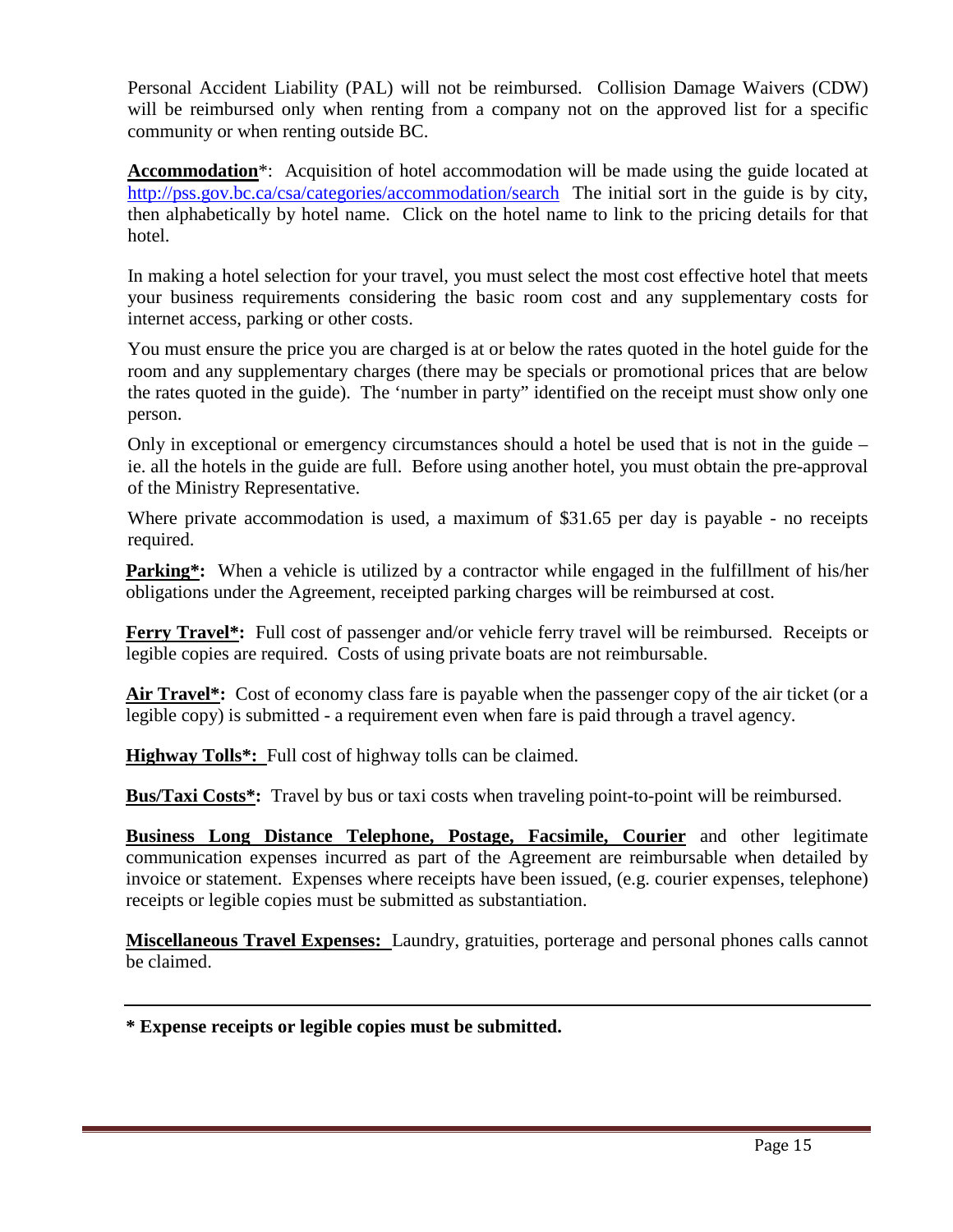Personal Accident Liability (PAL) will not be reimbursed. Collision Damage Waivers (CDW) will be reimbursed only when renting from a company not on the approved list for a specific community or when renting outside BC.

**Accommodation***: Acquisition of hotel accommodation will be made using the guide located at http://pss.gov.bc.ca/csa/categories/accommodation/search The initial sort in the guide is by city, then alphabetically by hotel name. Click on the hotel name to link to the pricing details for that hotel.

In making a hotel selection for your travel, you must select the most cost effective hotel that meets your business requirements considering the basic room cost and any supplementary costs for internet access, parking or other costs.

You must ensure the price you are charged is at or below the rates quoted in the hotel guide for the room and any supplementary charges (there may be specials or promotional prices that are below the rates quoted in the guide). The 'number in party" identified on the receipt must show only one person.

Only in exceptional or emergency circumstances should a hotel be used that is not in the guide – ie. all the hotels in the guide are full. Before using another hotel, you must obtain the pre-approval of the Ministry Representative.

Where private accommodation is used, a maximum of $31.65 per day is payable - no receipts required.

**Parking*:** When a vehicle is utilized by a contractor while engaged in the fulfillment of his/her obligations under the Agreement, receipted parking charges will be reimbursed at cost.

**Ferry Travel*:** Full cost of passenger and/or vehicle ferry travel will be reimbursed. Receipts or legible copies are required. Costs of using private boats are not reimbursable.

**Air Travel*:** Cost of economy class fare is payable when the passenger copy of the air ticket (or a legible copy) is submitted - a requirement even when fare is paid through a travel agency.

**Highway Tolls*:** Full cost of highway tolls can be claimed.

**Bus/Taxi Costs*:** Travel by bus or taxi costs when traveling point-to-point will be reimbursed.

**Business Long Distance Telephone, Postage, Facsimile, Courier** and other legitimate communication expenses incurred as part of the Agreement are reimbursable when detailed by invoice or statement. Expenses where receipts have been issued, (e.g. courier expenses, telephone) receipts or legible copies must be submitted as substantiation.

**Miscellaneous Travel Expenses:** Laundry, gratuities, porterage and personal phones calls cannot be claimed.

---

**\* Expense receipts or legible copies must be submitted.**